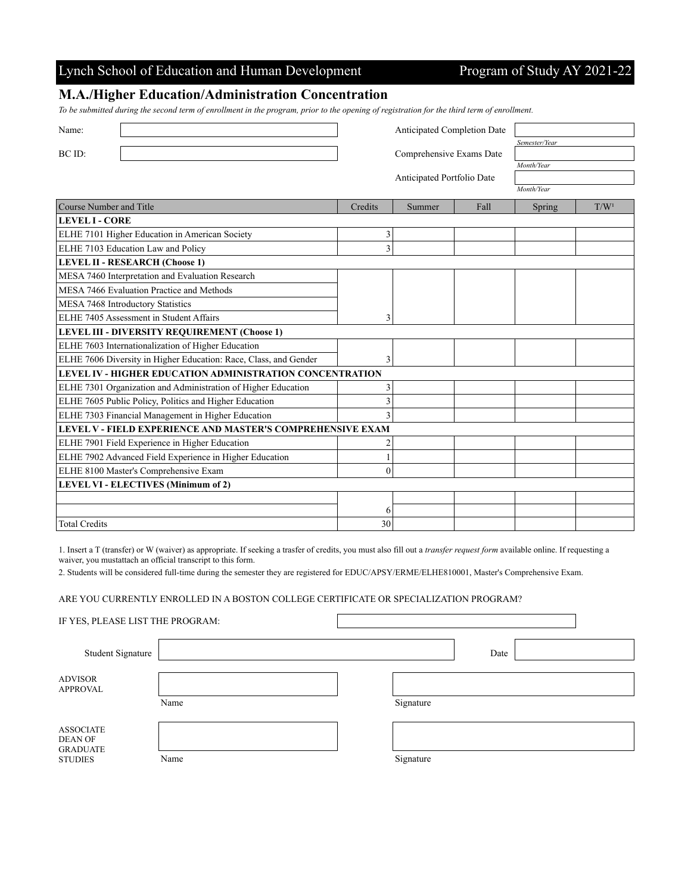Lynch School of Education and Human Development — Program of Study AY 2021-22

## M.A./Higher Education/Administration Concentration

*To be submitted during the second term of enrollment in the program, prior to the opening of registration for the third term of enrollment.*

Name: 

BC ID: 

Anticipated Completion Date: *Semester/Year*

Comprehensive Exams Date: *Month/Year*

Anticipated Portfolio Date: *Month/Year*

| Course Number and Title | Credits | Summer | Fall | Spring | T/W[1] |
|---|---|---|---|---|---|
| **LEVEL I - CORE** | | | | | |
| ELHE 7101 Higher Education in American Society | 3 | | | | |
| ELHE 7103 Education Law and Policy | 3 | | | | |
| **LEVEL II - RESEARCH (Choose 1)** | | | | | |
| MESA 7460 Interpretation and Evaluation Research | | | | | |
| MESA 7466 Evaluation Practice and Methods | | | | | |
| MESA 7468 Introductory Statistics | | | | | |
| ELHE 7405 Assessment in Student Affairs | 3 | | | | |
| **LEVEL III - DIVERSITY REQUIREMENT (Choose 1)** | | | | | |
| ELHE 7603 Internationalization of Higher Education | | | | | |
| ELHE 7606 Diversity in Higher Education: Race, Class, and Gender | 3 | | | | |
| **LEVEL IV - HIGHER EDUCATION ADMINISTRATION CONCENTRATION** | | | | | |
| ELHE 7301 Organization and Administration of Higher Education | 3 | | | | |
| ELHE 7605 Public Policy, Politics and Higher Education | 3 | | | | |
| ELHE 7303 Financial Management in Higher Education | 3 | | | | |
| **LEVEL V - FIELD EXPERIENCE AND MASTER'S COMPREHENSIVE EXAM** | | | | | |
| ELHE 7901 Field Experience in Higher Education | 2 | | | | |
| ELHE 7902 Advanced Field Experience in Higher Education | 1 | | | | |
| ELHE 8100 Master's Comprehensive Exam | 0 | | | | |
| **LEVEL VI - ELECTIVES (Minimum of 2)** | | | | | |
| | | | | | |
| | 6 | | | | |
| Total Credits | 30 | | | | |

1. Insert a T (transfer) or W (waiver) as appropriate. If seeking a trasfer of credits, you must also fill out a *transfer request form* available online. If requesting a waiver, you mustattach an official transcript to this form.

2. Students will be considered full-time during the semester they are registered for EDUC/APSY/ERME/ELHE810001, Master's Comprehensive Exam.

ARE YOU CURRENTLY ENROLLED IN A BOSTON COLLEGE CERTIFICATE OR SPECIALIZATION PROGRAM?

IF YES, PLEASE LIST THE PROGRAM: 

Student Signature: &nbsp;&nbsp;&nbsp;&nbsp; Date: 

ADVISOR APPROVAL

Name: &nbsp;&nbsp;&nbsp;&nbsp; Signature: 

ASSOCIATE DEAN OF GRADUATE STUDIES

Name: &nbsp;&nbsp;&nbsp;&nbsp; Signature: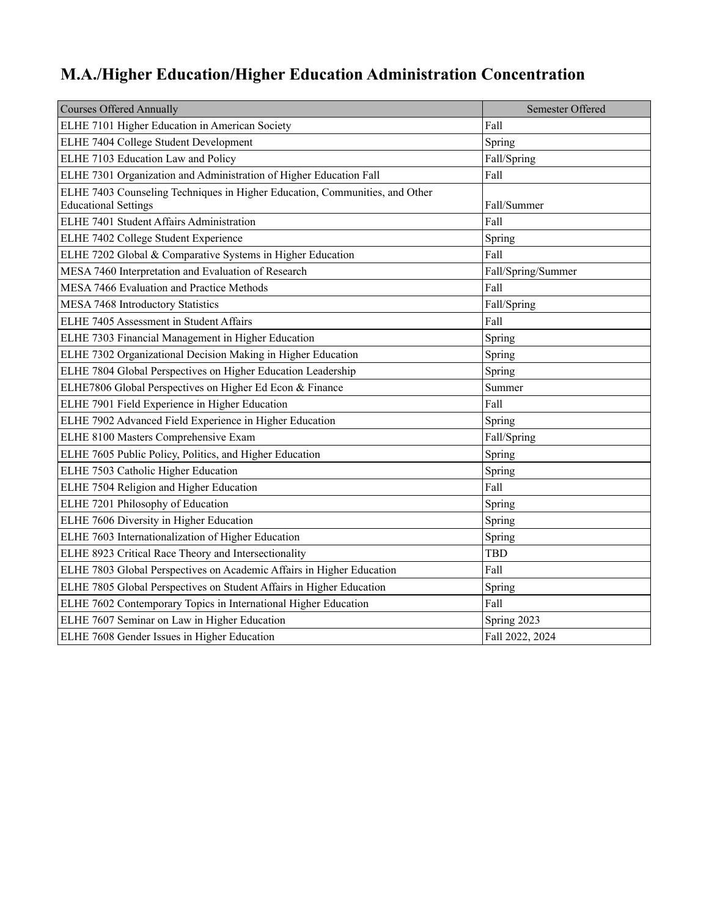# M.A./Higher Education/Higher Education Administration Concentration

| Courses Offered Annually | Semester Offered |
|---|---|
| ELHE 7101 Higher Education in American Society | Fall |
| ELHE 7404 College Student Development | Spring |
| ELHE 7103 Education Law and Policy | Fall/Spring |
| ELHE 7301 Organization and Administration of Higher Education Fall | Fall |
| ELHE 7403 Counseling Techniques in Higher Education, Communities, and Other Educational Settings | Fall/Summer |
| ELHE 7401 Student Affairs Administration | Fall |
| ELHE 7402 College Student Experience | Spring |
| ELHE 7202 Global & Comparative Systems in Higher Education | Fall |
| MESA 7460 Interpretation and Evaluation of Research | Fall/Spring/Summer |
| MESA 7466 Evaluation and Practice Methods | Fall |
| MESA 7468 Introductory Statistics | Fall/Spring |
| ELHE 7405 Assessment in Student Affairs | Fall |
| ELHE 7303 Financial Management in Higher Education | Spring |
| ELHE 7302 Organizational Decision Making in Higher Education | Spring |
| ELHE 7804 Global Perspectives on Higher Education Leadership | Spring |
| ELHE7806 Global Perspectives on Higher Ed Econ & Finance | Summer |
| ELHE 7901 Field Experience in Higher Education | Fall |
| ELHE 7902 Advanced Field Experience in Higher Education | Spring |
| ELHE 8100 Masters Comprehensive Exam | Fall/Spring |
| ELHE 7605 Public Policy, Politics, and Higher Education | Spring |
| ELHE 7503 Catholic Higher Education | Spring |
| ELHE 7504 Religion and Higher Education | Fall |
| ELHE 7201 Philosophy of Education | Spring |
| ELHE 7606 Diversity in Higher Education | Spring |
| ELHE 7603 Internationalization of Higher Education | Spring |
| ELHE 8923 Critical Race Theory and Intersectionality | TBD |
| ELHE 7803 Global Perspectives on Academic Affairs in Higher Education | Fall |
| ELHE 7805 Global Perspectives on Student Affairs in Higher Education | Spring |
| ELHE 7602 Contemporary Topics in International Higher Education | Fall |
| ELHE 7607 Seminar on Law in Higher Education | Spring 2023 |
| ELHE 7608 Gender Issues in Higher Education | Fall 2022, 2024 |